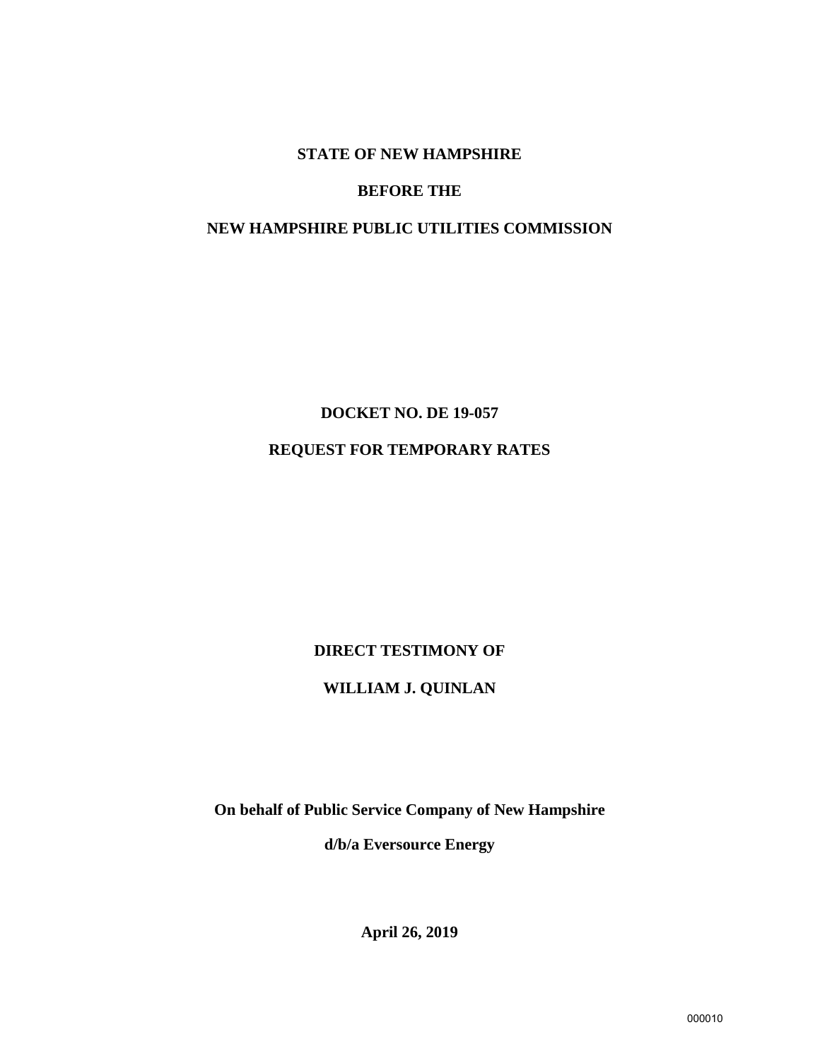**STATE OF NEW HAMPSHIRE**

**BEFORE THE**

**NEW HAMPSHIRE PUBLIC UTILITIES COMMISSION**

**DOCKET NO. DE 19-057**

**REQUEST FOR TEMPORARY RATES**

**DIRECT TESTIMONY OF**

**WILLIAM J. QUINLAN**

**On behalf of Public Service Company of New Hampshire**

**d/b/a Eversource Energy**

**April 26, 2019**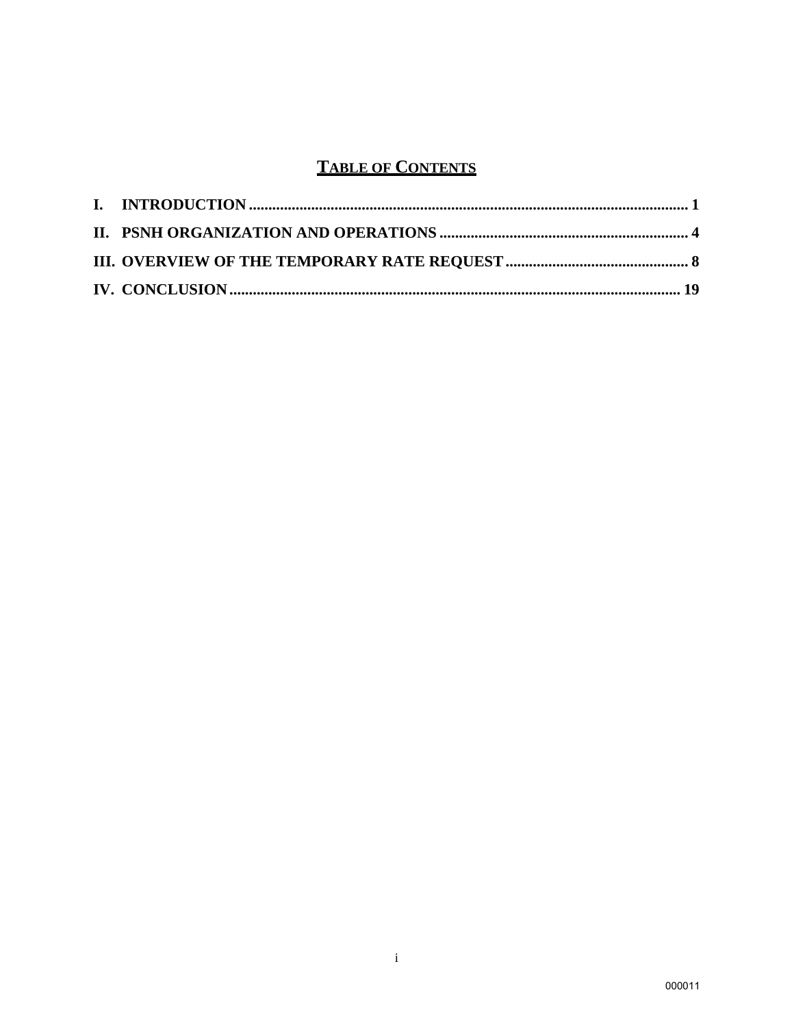## TABLE OF CONTENTS

**I. INTRODUCTION** ........ **1**

**II. PSNH ORGANIZATION AND OPERATIONS** ........ **4**

**III. OVERVIEW OF THE TEMPORARY RATE REQUEST** ........ **8**

**IV. CONCLUSION** ........ **19**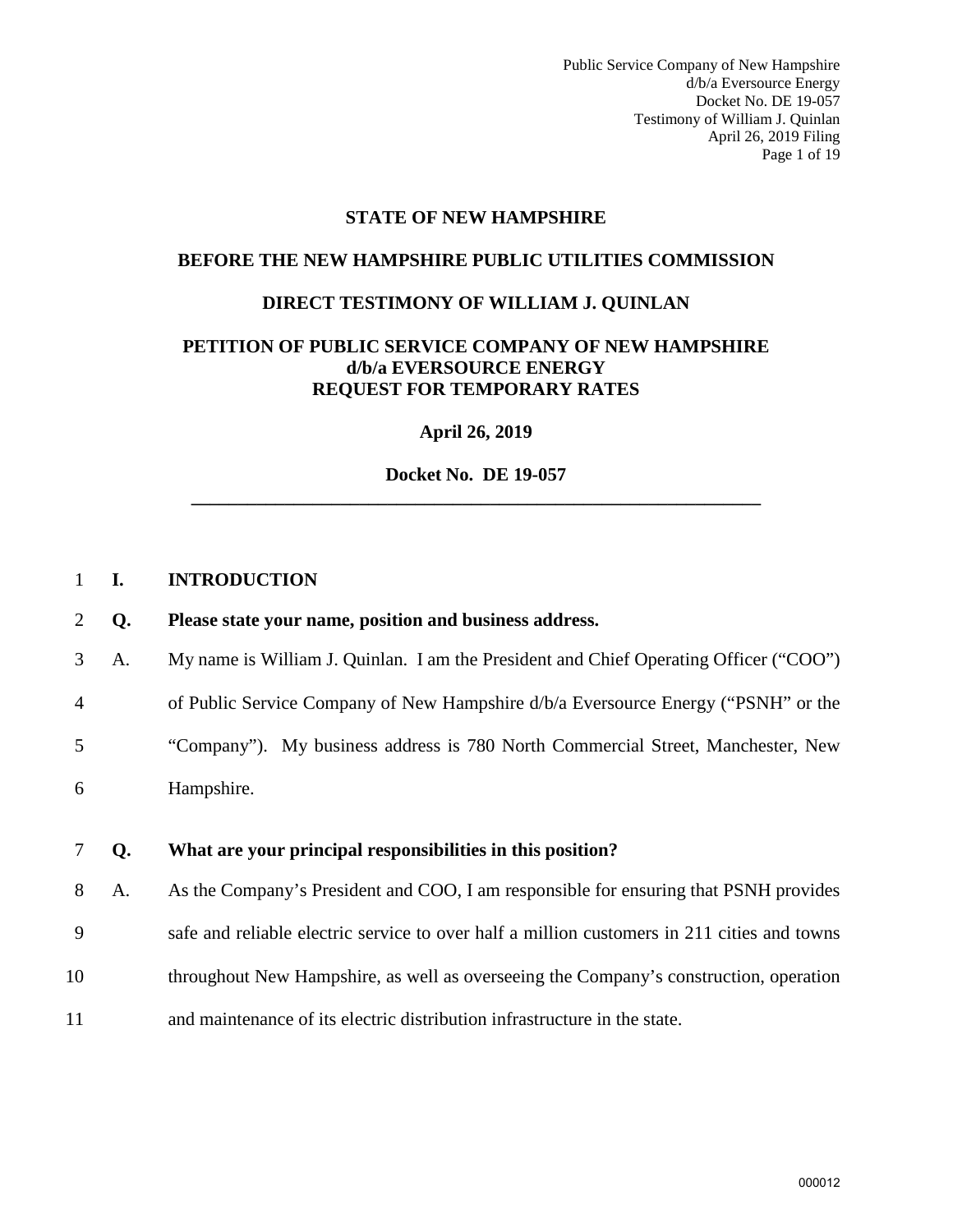**STATE OF NEW HAMPSHIRE**

**BEFORE THE NEW HAMPSHIRE PUBLIC UTILITIES COMMISSION**

**DIRECT TESTIMONY OF WILLIAM J. QUINLAN**

**PETITION OF PUBLIC SERVICE COMPANY OF NEW HAMPSHIRE d/b/a EVERSOURCE ENERGY REQUEST FOR TEMPORARY RATES**

**April 26, 2019**

**Docket No. DE 19-057**

---

## I. INTRODUCTION

**Q. Please state your name, position and business address.**

A. My name is William J. Quinlan. I am the President and Chief Operating Officer ("COO") of Public Service Company of New Hampshire d/b/a Eversource Energy ("PSNH" or the "Company"). My business address is 780 North Commercial Street, Manchester, New Hampshire.

**Q. What are your principal responsibilities in this position?**

A. As the Company's President and COO, I am responsible for ensuring that PSNH provides safe and reliable electric service to over half a million customers in 211 cities and towns throughout New Hampshire, as well as overseeing the Company's construction, operation and maintenance of its electric distribution infrastructure in the state.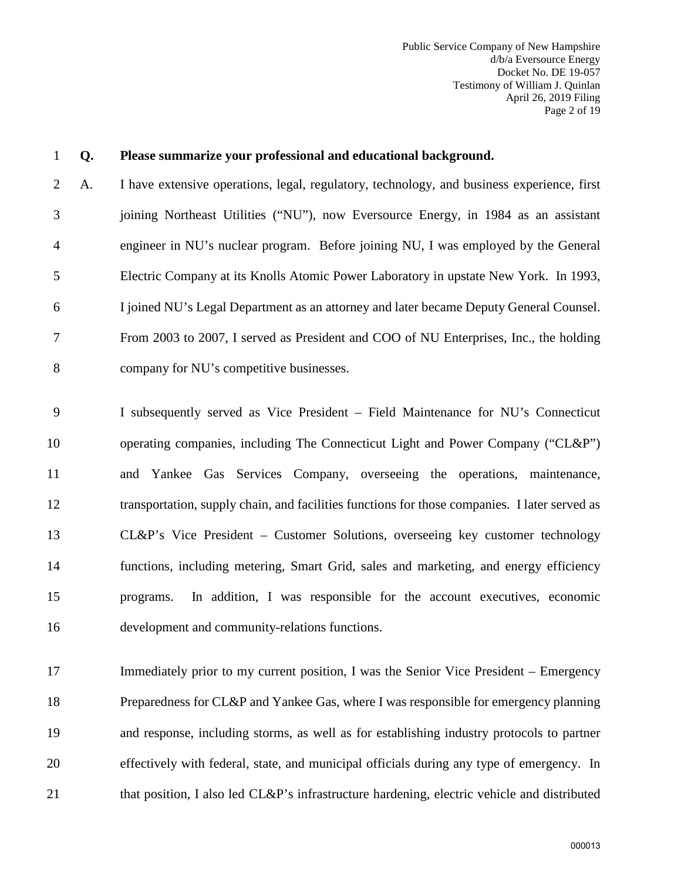**Q. Please summarize your professional and educational background.**

A. I have extensive operations, legal, regulatory, technology, and business experience, first joining Northeast Utilities ("NU"), now Eversource Energy, in 1984 as an assistant engineer in NU's nuclear program. Before joining NU, I was employed by the General Electric Company at its Knolls Atomic Power Laboratory in upstate New York. In 1993, I joined NU's Legal Department as an attorney and later became Deputy General Counsel. From 2003 to 2007, I served as President and COO of NU Enterprises, Inc., the holding company for NU's competitive businesses.

I subsequently served as Vice President – Field Maintenance for NU's Connecticut operating companies, including The Connecticut Light and Power Company ("CL&P") and Yankee Gas Services Company, overseeing the operations, maintenance, transportation, supply chain, and facilities functions for those companies. I later served as CL&P's Vice President – Customer Solutions, overseeing key customer technology functions, including metering, Smart Grid, sales and marketing, and energy efficiency programs. In addition, I was responsible for the account executives, economic development and community-relations functions.

Immediately prior to my current position, I was the Senior Vice President – Emergency Preparedness for CL&P and Yankee Gas, where I was responsible for emergency planning and response, including storms, as well as for establishing industry protocols to partner effectively with federal, state, and municipal officials during any type of emergency. In that position, I also led CL&P's infrastructure hardening, electric vehicle and distributed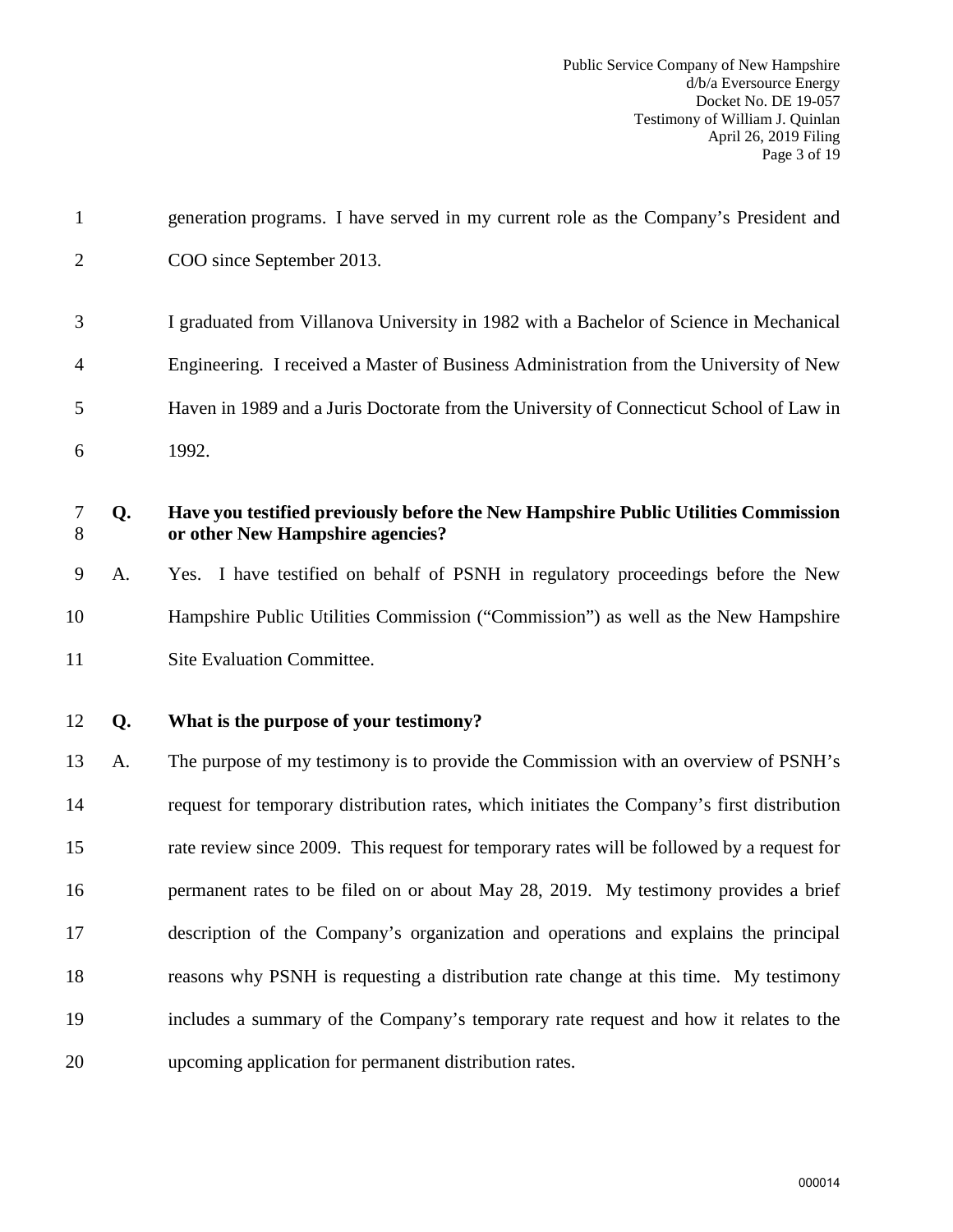generation programs. I have served in my current role as the Company's President and COO since September 2013.

I graduated from Villanova University in 1982 with a Bachelor of Science in Mechanical Engineering. I received a Master of Business Administration from the University of New Haven in 1989 and a Juris Doctorate from the University of Connecticut School of Law in 1992.

**Q. Have you testified previously before the New Hampshire Public Utilities Commission or other New Hampshire agencies?**

A. Yes. I have testified on behalf of PSNH in regulatory proceedings before the New Hampshire Public Utilities Commission ("Commission") as well as the New Hampshire Site Evaluation Committee.

**Q. What is the purpose of your testimony?**

A. The purpose of my testimony is to provide the Commission with an overview of PSNH's request for temporary distribution rates, which initiates the Company's first distribution rate review since 2009. This request for temporary rates will be followed by a request for permanent rates to be filed on or about May 28, 2019. My testimony provides a brief description of the Company's organization and operations and explains the principal reasons why PSNH is requesting a distribution rate change at this time. My testimony includes a summary of the Company's temporary rate request and how it relates to the upcoming application for permanent distribution rates.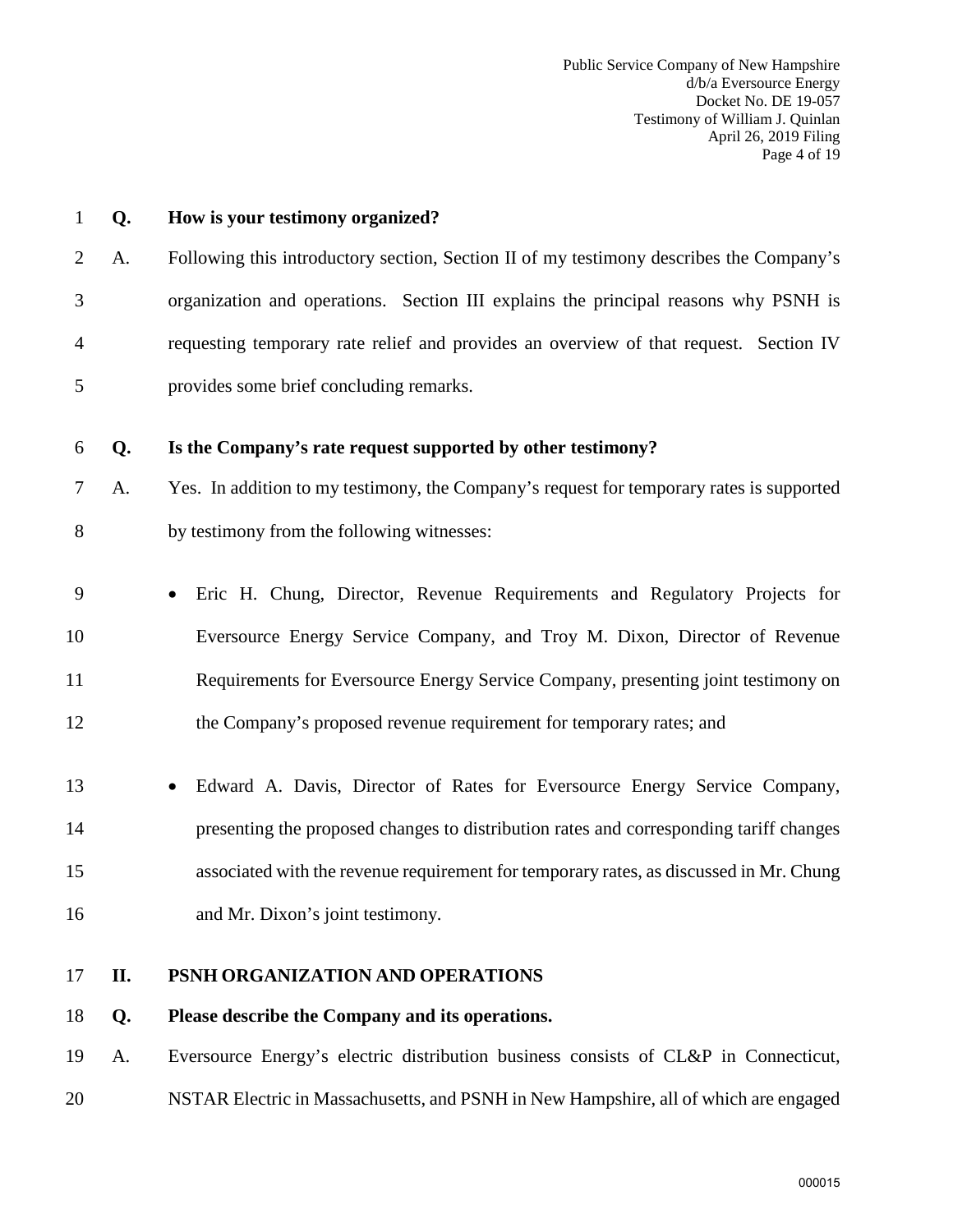**Q. How is your testimony organized?**

A. Following this introductory section, Section II of my testimony describes the Company's organization and operations. Section III explains the principal reasons why PSNH is requesting temporary rate relief and provides an overview of that request. Section IV provides some brief concluding remarks.

**Q. Is the Company's rate request supported by other testimony?**

A. Yes. In addition to my testimony, the Company's request for temporary rates is supported by testimony from the following witnesses:

- Eric H. Chung, Director, Revenue Requirements and Regulatory Projects for Eversource Energy Service Company, and Troy M. Dixon, Director of Revenue Requirements for Eversource Energy Service Company, presenting joint testimony on the Company's proposed revenue requirement for temporary rates; and
- Edward A. Davis, Director of Rates for Eversource Energy Service Company, presenting the proposed changes to distribution rates and corresponding tariff changes associated with the revenue requirement for temporary rates, as discussed in Mr. Chung and Mr. Dixon's joint testimony.

## II. PSNH ORGANIZATION AND OPERATIONS

**Q. Please describe the Company and its operations.**

A. Eversource Energy's electric distribution business consists of CL&P in Connecticut, NSTAR Electric in Massachusetts, and PSNH in New Hampshire, all of which are engaged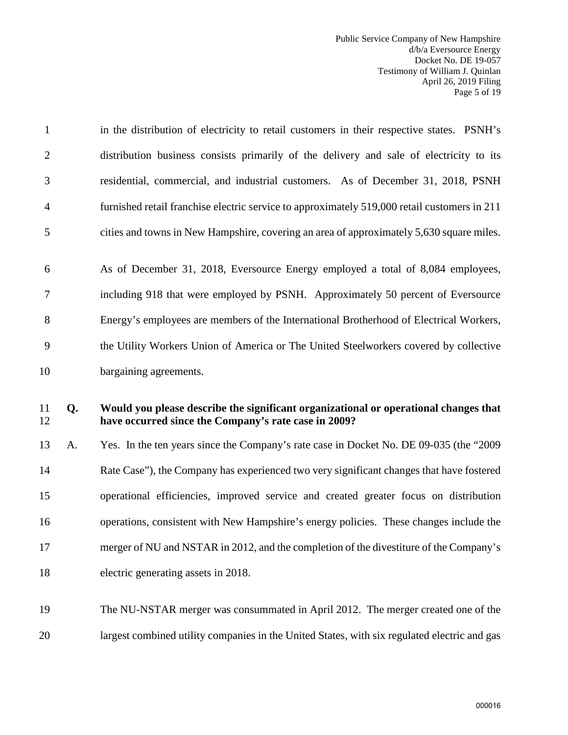in the distribution of electricity to retail customers in their respective states. PSNH's distribution business consists primarily of the delivery and sale of electricity to its residential, commercial, and industrial customers. As of December 31, 2018, PSNH furnished retail franchise electric service to approximately 519,000 retail customers in 211 cities and towns in New Hampshire, covering an area of approximately 5,630 square miles.

As of December 31, 2018, Eversource Energy employed a total of 8,084 employees, including 918 that were employed by PSNH. Approximately 50 percent of Eversource Energy's employees are members of the International Brotherhood of Electrical Workers, the Utility Workers Union of America or The United Steelworkers covered by collective bargaining agreements.

**Q. Would you please describe the significant organizational or operational changes that have occurred since the Company's rate case in 2009?**

A. Yes. In the ten years since the Company's rate case in Docket No. DE 09-035 (the "2009 Rate Case"), the Company has experienced two very significant changes that have fostered operational efficiencies, improved service and created greater focus on distribution operations, consistent with New Hampshire's energy policies. These changes include the merger of NU and NSTAR in 2012, and the completion of the divestiture of the Company's electric generating assets in 2018.

The NU-NSTAR merger was consummated in April 2012. The merger created one of the largest combined utility companies in the United States, with six regulated electric and gas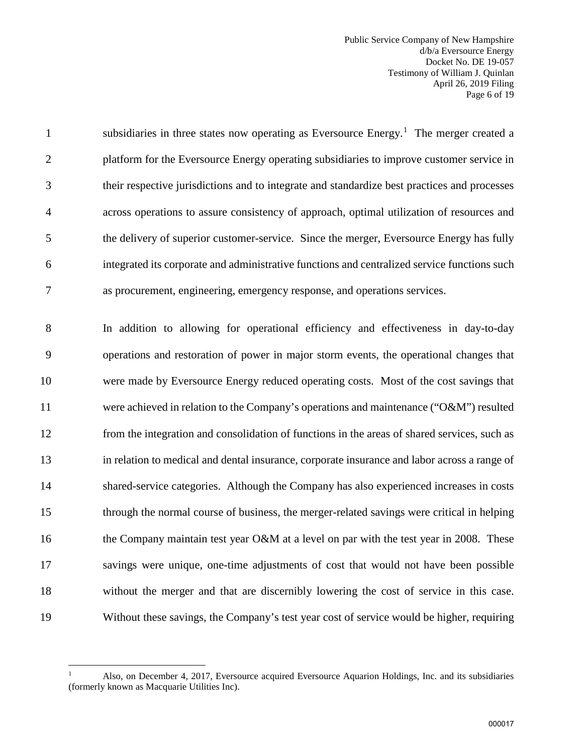subsidiaries in three states now operating as Eversource Energy.[1] The merger created a platform for the Eversource Energy operating subsidiaries to improve customer service in their respective jurisdictions and to integrate and standardize best practices and processes across operations to assure consistency of approach, optimal utilization of resources and the delivery of superior customer-service. Since the merger, Eversource Energy has fully integrated its corporate and administrative functions and centralized service functions such as procurement, engineering, emergency response, and operations services.

In addition to allowing for operational efficiency and effectiveness in day-to-day operations and restoration of power in major storm events, the operational changes that were made by Eversource Energy reduced operating costs. Most of the cost savings that were achieved in relation to the Company's operations and maintenance ("O&M") resulted from the integration and consolidation of functions in the areas of shared services, such as in relation to medical and dental insurance, corporate insurance and labor across a range of shared-service categories. Although the Company has also experienced increases in costs through the normal course of business, the merger-related savings were critical in helping the Company maintain test year O&M at a level on par with the test year in 2008. These savings were unique, one-time adjustments of cost that would not have been possible without the merger and that are discernibly lowering the cost of service in this case. Without these savings, the Company's test year cost of service would be higher, requiring

[1] Also, on December 4, 2017, Eversource acquired Eversource Aquarion Holdings, Inc. and its subsidiaries (formerly known as Macquarie Utilities Inc).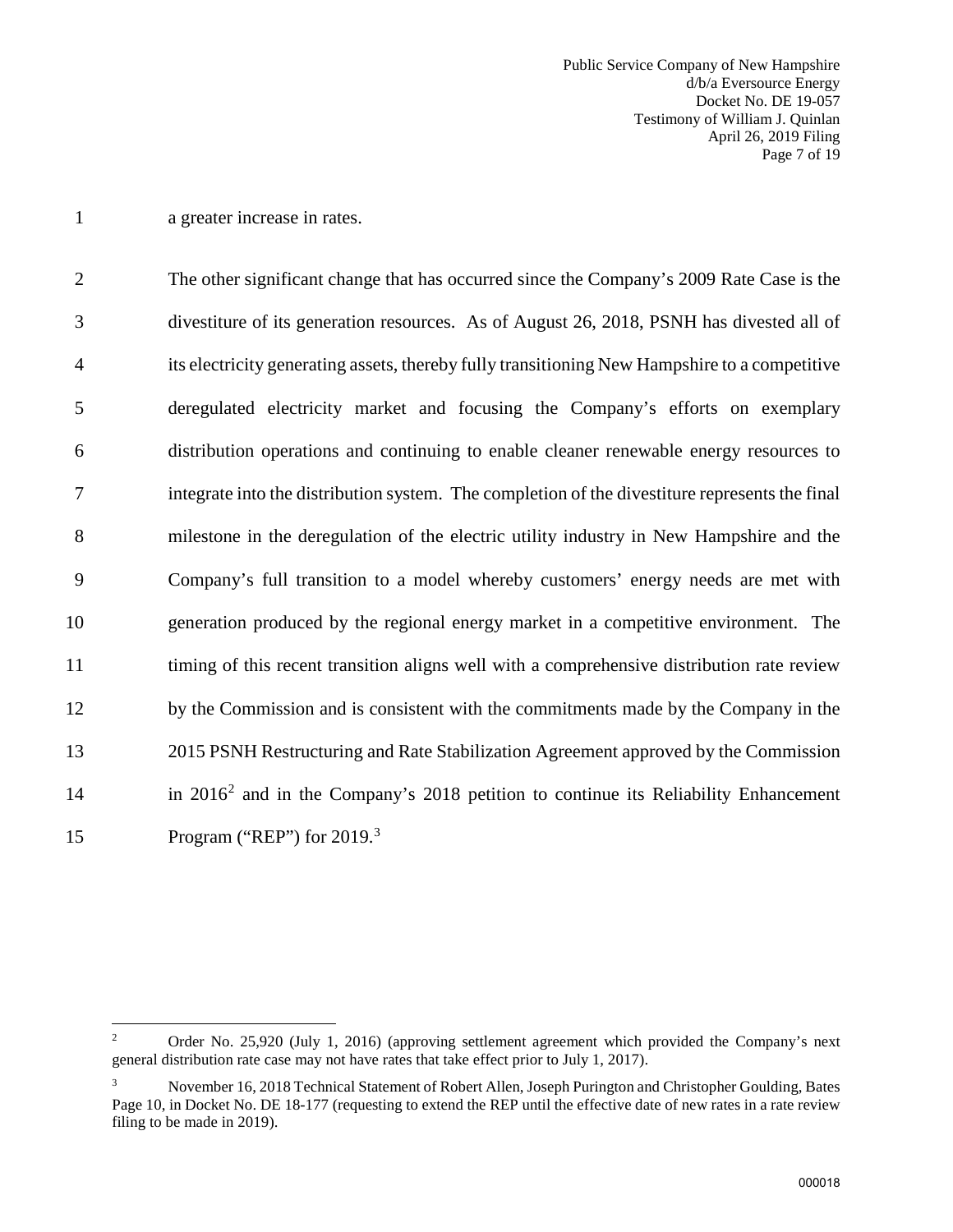a greater increase in rates.

The other significant change that has occurred since the Company's 2009 Rate Case is the divestiture of its generation resources. As of August 26, 2018, PSNH has divested all of its electricity generating assets, thereby fully transitioning New Hampshire to a competitive deregulated electricity market and focusing the Company's efforts on exemplary distribution operations and continuing to enable cleaner renewable energy resources to integrate into the distribution system. The completion of the divestiture represents the final milestone in the deregulation of the electric utility industry in New Hampshire and the Company's full transition to a model whereby customers' energy needs are met with generation produced by the regional energy market in a competitive environment. The timing of this recent transition aligns well with a comprehensive distribution rate review by the Commission and is consistent with the commitments made by the Company in the 2015 PSNH Restructuring and Rate Stabilization Agreement approved by the Commission in 2016[2] and in the Company's 2018 petition to continue its Reliability Enhancement Program ("REP") for 2019.[3]

---

[2] Order No. 25,920 (July 1, 2016) (approving settlement agreement which provided the Company's next general distribution rate case may not have rates that take effect prior to July 1, 2017).

[3] November 16, 2018 Technical Statement of Robert Allen, Joseph Purington and Christopher Goulding, Bates Page 10, in Docket No. DE 18-177 (requesting to extend the REP until the effective date of new rates in a rate review filing to be made in 2019).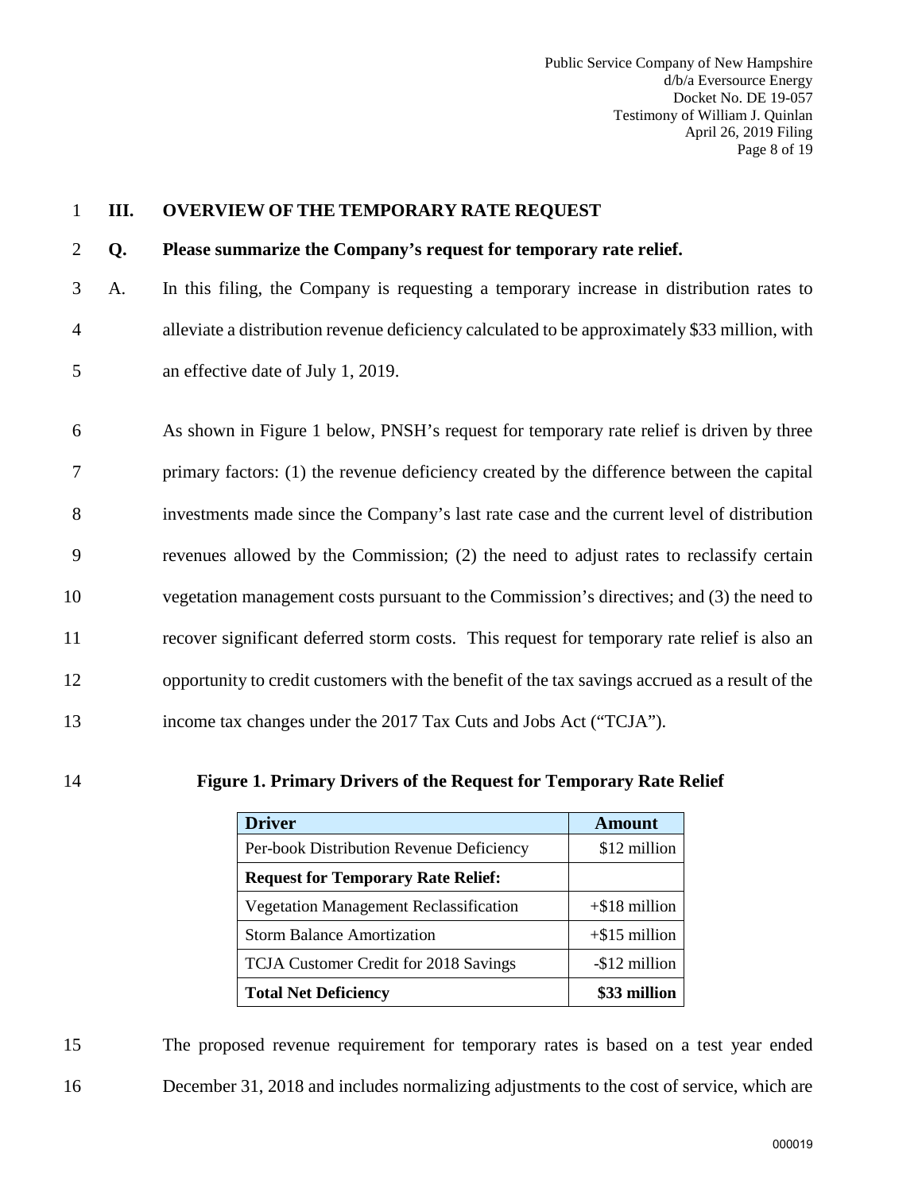## III. OVERVIEW OF THE TEMPORARY RATE REQUEST

**Q. Please summarize the Company's request for temporary rate relief.**

A. In this filing, the Company is requesting a temporary increase in distribution rates to alleviate a distribution revenue deficiency calculated to be approximately $33 million, with an effective date of July 1, 2019.

As shown in Figure 1 below, PNSH's request for temporary rate relief is driven by three primary factors: (1) the revenue deficiency created by the difference between the capital investments made since the Company's last rate case and the current level of distribution revenues allowed by the Commission; (2) the need to adjust rates to reclassify certain vegetation management costs pursuant to the Commission's directives; and (3) the need to recover significant deferred storm costs. This request for temporary rate relief is also an opportunity to credit customers with the benefit of the tax savings accrued as a result of the income tax changes under the 2017 Tax Cuts and Jobs Act ("TCJA").

**Figure 1. Primary Drivers of the Request for Temporary Rate Relief**

| Driver | Amount |
|---|---|
| Per-book Distribution Revenue Deficiency | $12 million |
| **Request for Temporary Rate Relief:** | |
| Vegetation Management Reclassification | +$18 million |
| Storm Balance Amortization | +$15 million |
| TCJA Customer Credit for 2018 Savings | -$12 million |
| **Total Net Deficiency** | **$33 million** |

The proposed revenue requirement for temporary rates is based on a test year ended December 31, 2018 and includes normalizing adjustments to the cost of service, which are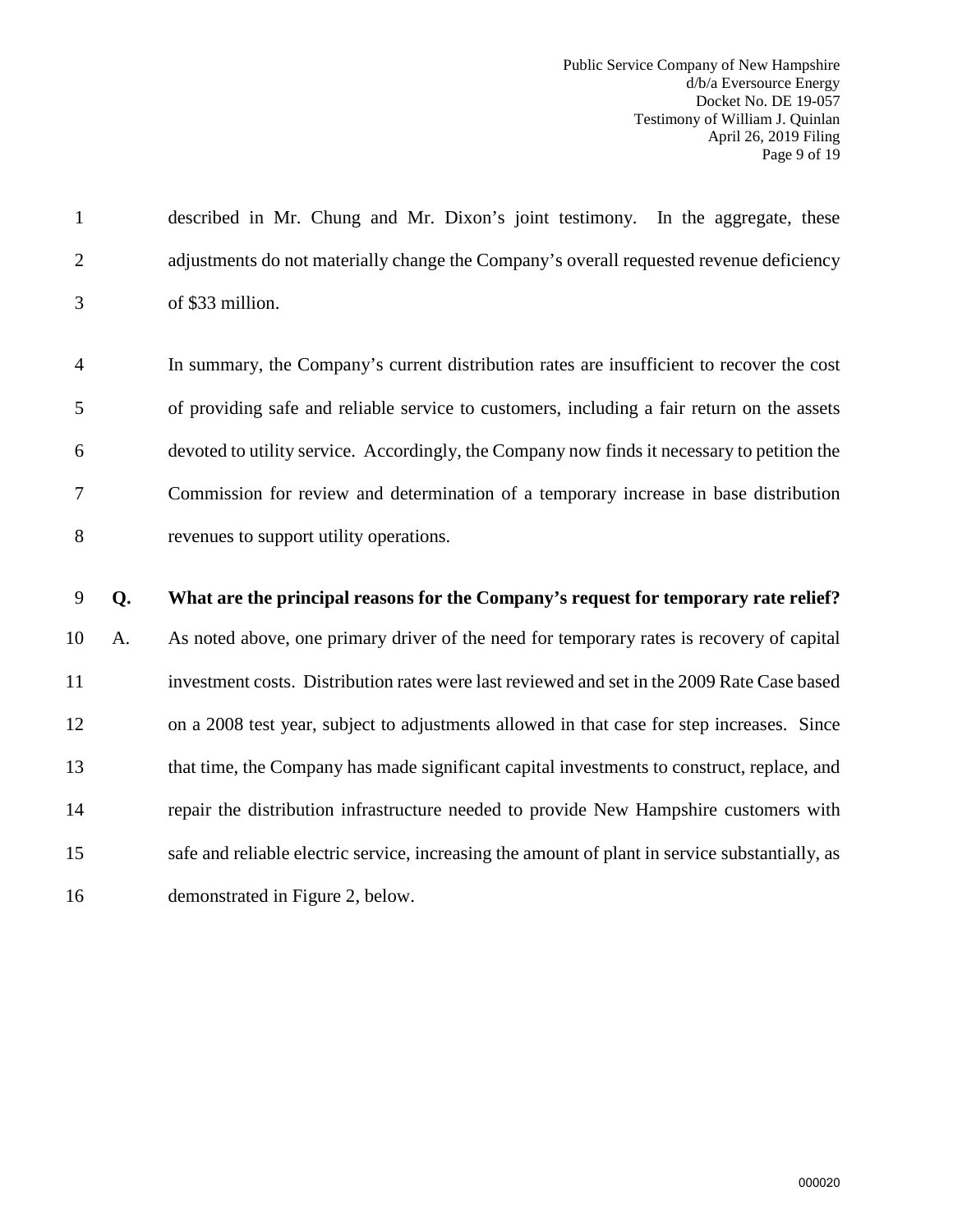described in Mr. Chung and Mr. Dixon's joint testimony. In the aggregate, these adjustments do not materially change the Company's overall requested revenue deficiency of $33 million.

In summary, the Company's current distribution rates are insufficient to recover the cost of providing safe and reliable service to customers, including a fair return on the assets devoted to utility service. Accordingly, the Company now finds it necessary to petition the Commission for review and determination of a temporary increase in base distribution revenues to support utility operations.

**Q. What are the principal reasons for the Company's request for temporary rate relief?**

A. As noted above, one primary driver of the need for temporary rates is recovery of capital investment costs. Distribution rates were last reviewed and set in the 2009 Rate Case based on a 2008 test year, subject to adjustments allowed in that case for step increases. Since that time, the Company has made significant capital investments to construct, replace, and repair the distribution infrastructure needed to provide New Hampshire customers with safe and reliable electric service, increasing the amount of plant in service substantially, as demonstrated in Figure 2, below.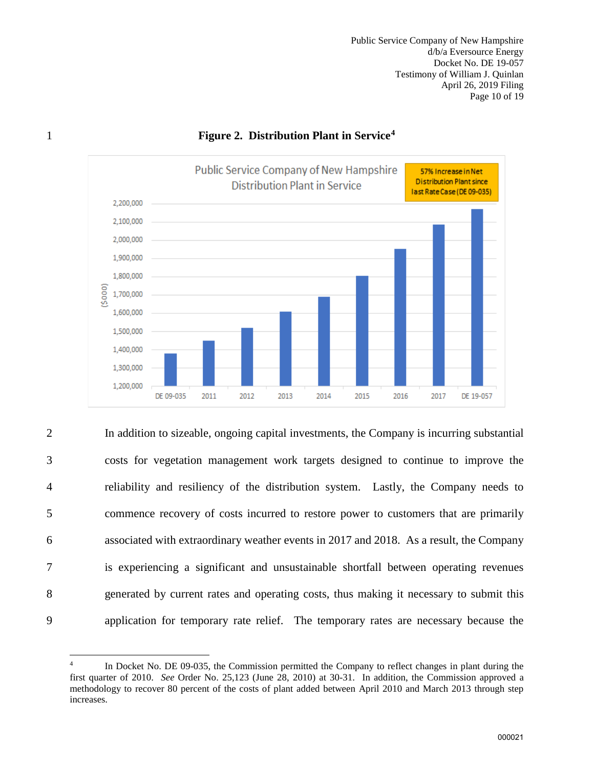**Figure 2. Distribution Plant in Service**[4]

Public Service Company of New Hampshire
Distribution Plant in Service

57% Increase in Net Distribution Plant since last Rate Case (DE 09-035)

In addition to sizeable, ongoing capital investments, the Company is incurring substantial costs for vegetation management work targets designed to continue to improve the reliability and resiliency of the distribution system. Lastly, the Company needs to commence recovery of costs incurred to restore power to customers that are primarily associated with extraordinary weather events in 2017 and 2018. As a result, the Company is experiencing a significant and unsustainable shortfall between operating revenues generated by current rates and operating costs, thus making it necessary to submit this application for temporary rate relief. The temporary rates are necessary because the

---

[4] In Docket No. DE 09-035, the Commission permitted the Company to reflect changes in plant during the first quarter of 2010. *See* Order No. 25,123 (June 28, 2010) at 30-31. In addition, the Commission approved a methodology to recover 80 percent of the costs of plant added between April 2010 and March 2013 through step increases.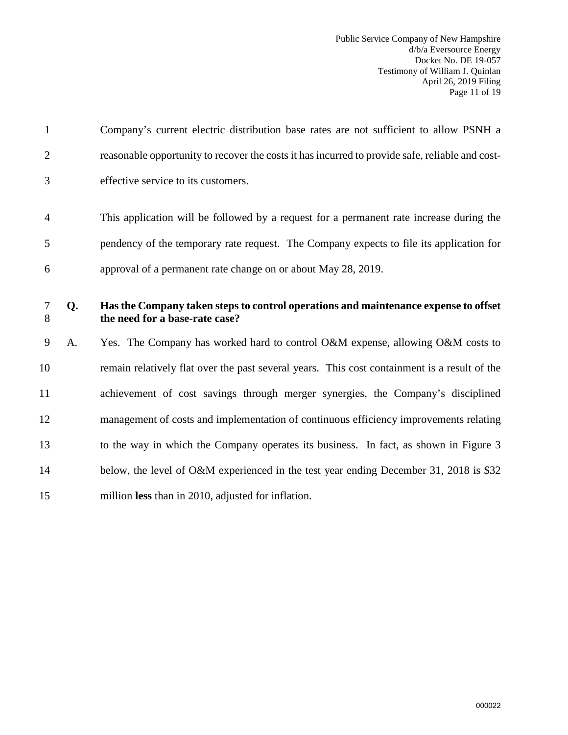Company's current electric distribution base rates are not sufficient to allow PSNH a reasonable opportunity to recover the costs it has incurred to provide safe, reliable and cost-effective service to its customers.

This application will be followed by a request for a permanent rate increase during the pendency of the temporary rate request. The Company expects to file its application for approval of a permanent rate change on or about May 28, 2019.

**Q. Has the Company taken steps to control operations and maintenance expense to offset the need for a base-rate case?**

A. Yes. The Company has worked hard to control O&M expense, allowing O&M costs to remain relatively flat over the past several years. This cost containment is a result of the achievement of cost savings through merger synergies, the Company's disciplined management of costs and implementation of continuous efficiency improvements relating to the way in which the Company operates its business. In fact, as shown in Figure 3 below, the level of O&M experienced in the test year ending December 31, 2018 is $32 million **less** than in 2010, adjusted for inflation.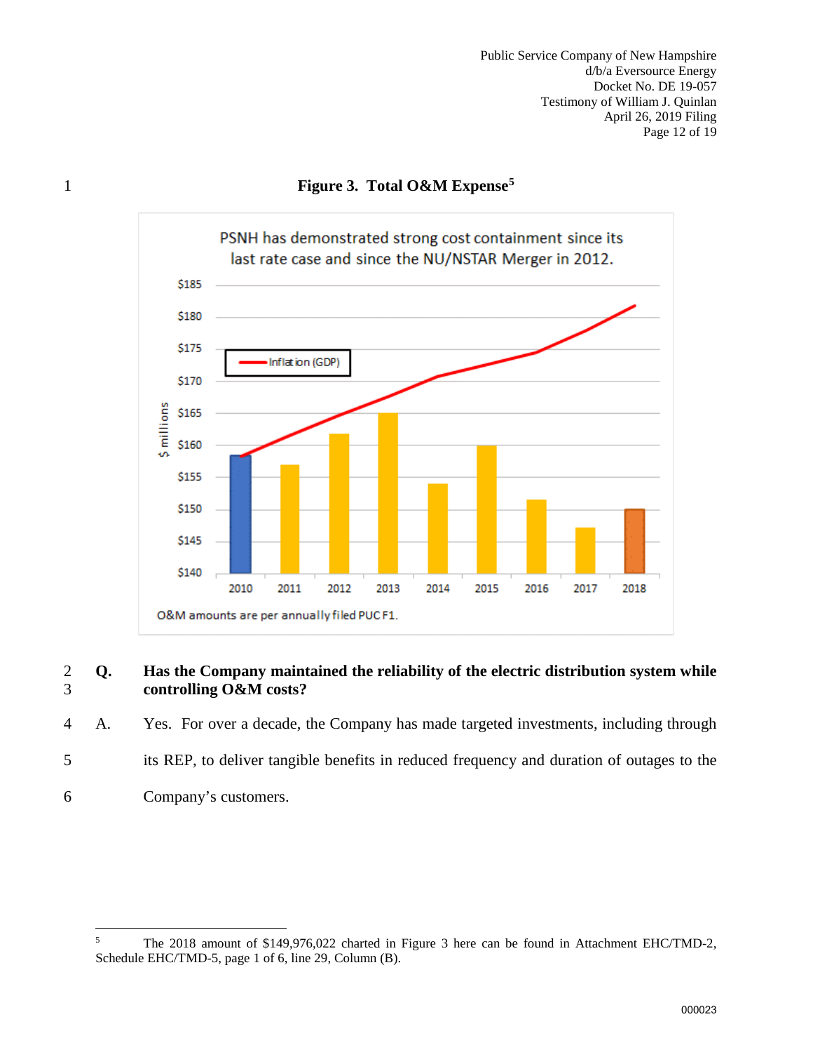**Figure 3. Total O&M Expense[5]**

PSNH has demonstrated strong cost containment since its last rate case and since the NU/NSTAR Merger in 2012.

O&M amounts are per annually filed PUC F1.

**Q. Has the Company maintained the reliability of the electric distribution system while controlling O&M costs?**

A. Yes. For over a decade, the Company has made targeted investments, including through its REP, to deliver tangible benefits in reduced frequency and duration of outages to the Company's customers.

---

[5] The 2018 amount of $149,976,022 charted in Figure 3 here can be found in Attachment EHC/TMD-2, Schedule EHC/TMD-5, page 1 of 6, line 29, Column (B).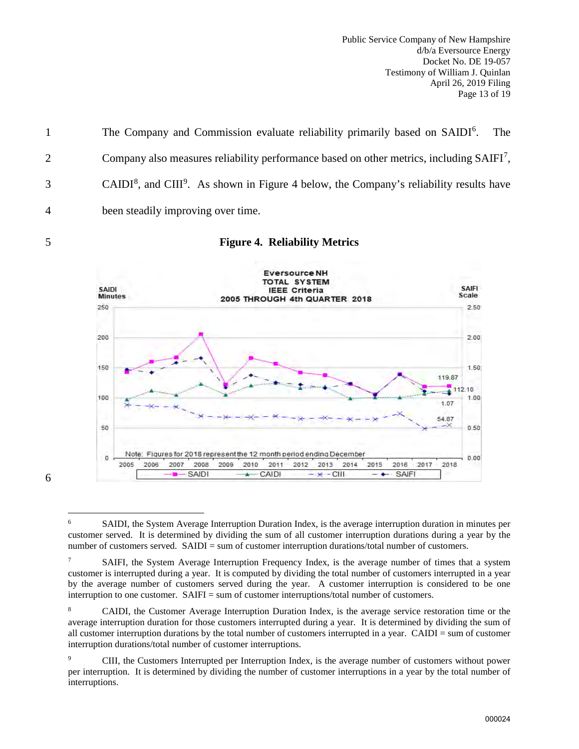The Company and Commission evaluate reliability primarily based on SAIDI[6]. The Company also measures reliability performance based on other metrics, including SAIFI[7], CAIDI[8], and CIII[9]. As shown in Figure 4 below, the Company's reliability results have been steadily improving over time.

**Figure 4. Reliability Metrics**

Eversource NH
TOTAL SYSTEM
IEEE Criteria
2005 THROUGH 4th QUARTER 2018

SAIDI Minutes | SAIFI Scale

Note: Figures for 2018 represent the 12 month period ending December

SAIDI | CAIDI | CIII | SAIFI

119.87 | 112.10 | 1.07 | 54.87

---

[6] SAIDI, the System Average Interruption Duration Index, is the average interruption duration in minutes per customer served. It is determined by dividing the sum of all customer interruption durations during a year by the number of customers served. SAIDI = sum of customer interruption durations/total number of customers.

[7] SAIFI, the System Average Interruption Frequency Index, is the average number of times that a system customer is interrupted during a year. It is computed by dividing the total number of customers interrupted in a year by the average number of customers served during the year. A customer interruption is considered to be one interruption to one customer. SAIFI = sum of customer interruptions/total number of customers.

[8] CAIDI, the Customer Average Interruption Duration Index, is the average service restoration time or the average interruption duration for those customers interrupted during a year. It is determined by dividing the sum of all customer interruption durations by the total number of customers interrupted in a year. CAIDI = sum of customer interruption durations/total number of customer interruptions.

[9] CIII, the Customers Interrupted per Interruption Index, is the average number of customers without power per interruption. It is determined by dividing the number of customer interruptions in a year by the total number of interruptions.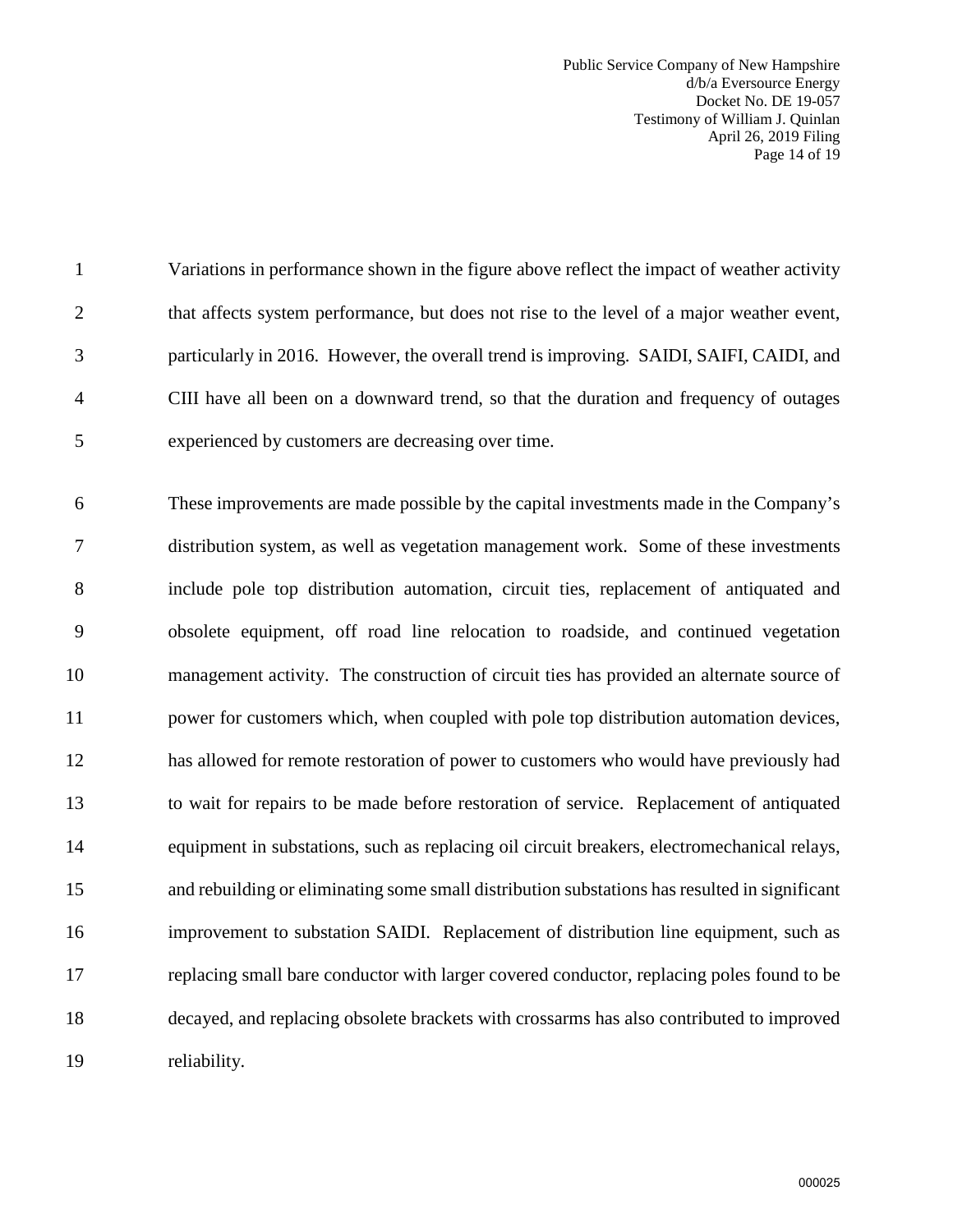Variations in performance shown in the figure above reflect the impact of weather activity that affects system performance, but does not rise to the level of a major weather event, particularly in 2016. However, the overall trend is improving. SAIDI, SAIFI, CAIDI, and CIII have all been on a downward trend, so that the duration and frequency of outages experienced by customers are decreasing over time.

These improvements are made possible by the capital investments made in the Company's distribution system, as well as vegetation management work. Some of these investments include pole top distribution automation, circuit ties, replacement of antiquated and obsolete equipment, off road line relocation to roadside, and continued vegetation management activity. The construction of circuit ties has provided an alternate source of power for customers which, when coupled with pole top distribution automation devices, has allowed for remote restoration of power to customers who would have previously had to wait for repairs to be made before restoration of service. Replacement of antiquated equipment in substations, such as replacing oil circuit breakers, electromechanical relays, and rebuilding or eliminating some small distribution substations has resulted in significant improvement to substation SAIDI. Replacement of distribution line equipment, such as replacing small bare conductor with larger covered conductor, replacing poles found to be decayed, and replacing obsolete brackets with crossarms has also contributed to improved reliability.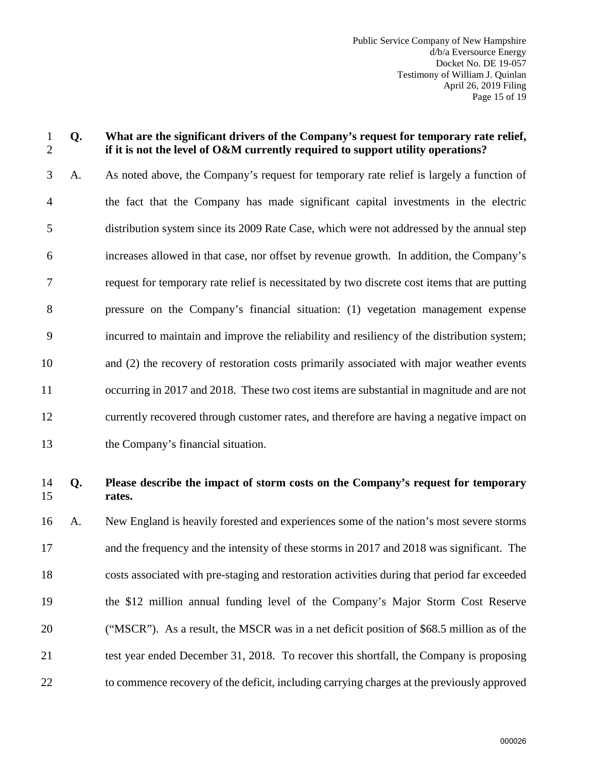**Q. What are the significant drivers of the Company's request for temporary rate relief, if it is not the level of O&M currently required to support utility operations?**

A. As noted above, the Company's request for temporary rate relief is largely a function of the fact that the Company has made significant capital investments in the electric distribution system since its 2009 Rate Case, which were not addressed by the annual step increases allowed in that case, nor offset by revenue growth. In addition, the Company's request for temporary rate relief is necessitated by two discrete cost items that are putting pressure on the Company's financial situation: (1) vegetation management expense incurred to maintain and improve the reliability and resiliency of the distribution system; and (2) the recovery of restoration costs primarily associated with major weather events occurring in 2017 and 2018. These two cost items are substantial in magnitude and are not currently recovered through customer rates, and therefore are having a negative impact on the Company's financial situation.

**Q. Please describe the impact of storm costs on the Company's request for temporary rates.**

A. New England is heavily forested and experiences some of the nation's most severe storms and the frequency and the intensity of these storms in 2017 and 2018 was significant. The costs associated with pre-staging and restoration activities during that period far exceeded the $12 million annual funding level of the Company's Major Storm Cost Reserve ("MSCR"). As a result, the MSCR was in a net deficit position of $68.5 million as of the test year ended December 31, 2018. To recover this shortfall, the Company is proposing to commence recovery of the deficit, including carrying charges at the previously approved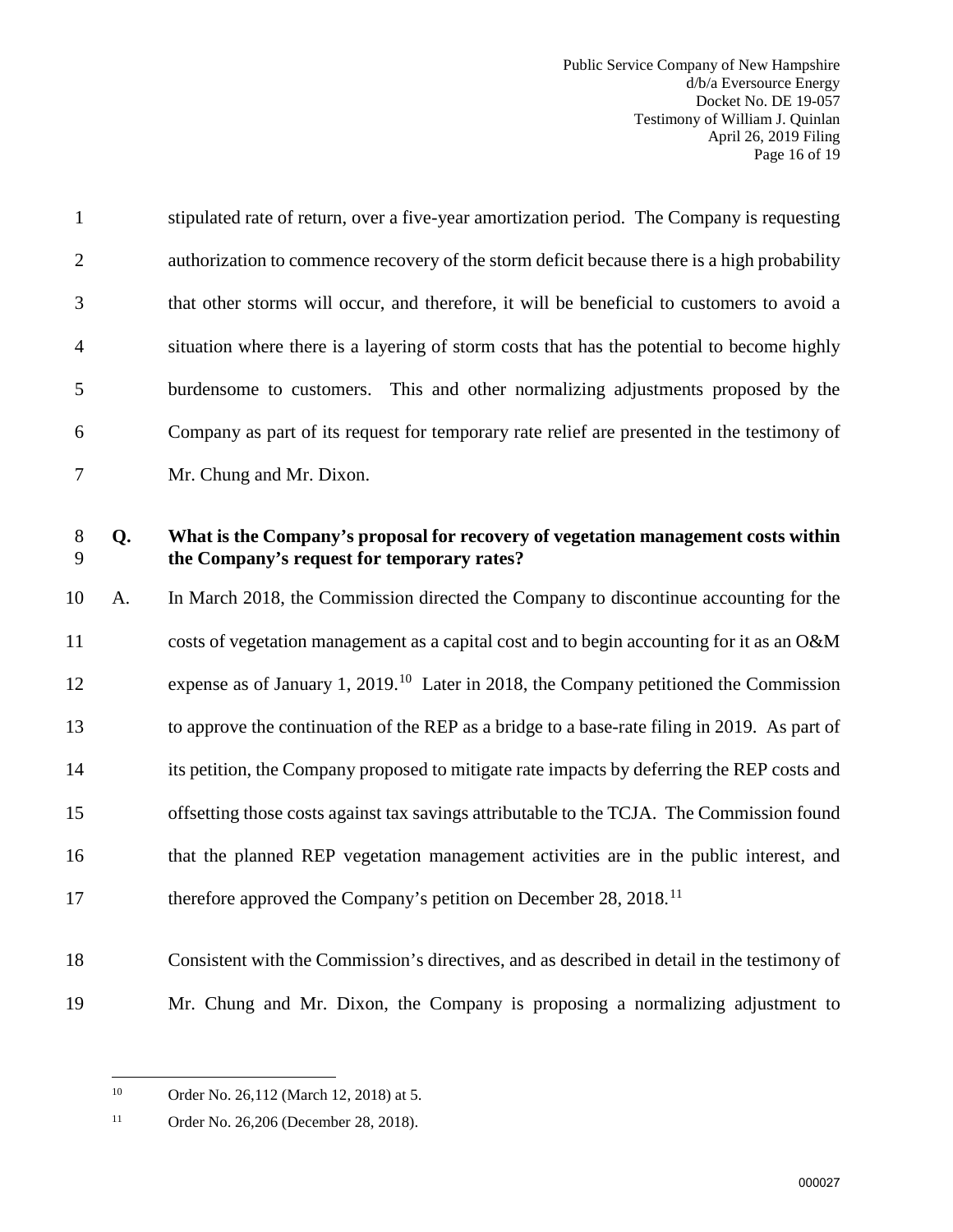stipulated rate of return, over a five-year amortization period. The Company is requesting authorization to commence recovery of the storm deficit because there is a high probability that other storms will occur, and therefore, it will be beneficial to customers to avoid a situation where there is a layering of storm costs that has the potential to become highly burdensome to customers. This and other normalizing adjustments proposed by the Company as part of its request for temporary rate relief are presented in the testimony of Mr. Chung and Mr. Dixon.

**Q. What is the Company's proposal for recovery of vegetation management costs within the Company's request for temporary rates?**

A. In March 2018, the Commission directed the Company to discontinue accounting for the costs of vegetation management as a capital cost and to begin accounting for it as an O&M expense as of January 1, 2019.[10] Later in 2018, the Company petitioned the Commission to approve the continuation of the REP as a bridge to a base-rate filing in 2019. As part of its petition, the Company proposed to mitigate rate impacts by deferring the REP costs and offsetting those costs against tax savings attributable to the TCJA. The Commission found that the planned REP vegetation management activities are in the public interest, and therefore approved the Company's petition on December 28, 2018.[11]

Consistent with the Commission's directives, and as described in detail in the testimony of Mr. Chung and Mr. Dixon, the Company is proposing a normalizing adjustment to

---

[10] Order No. 26,112 (March 12, 2018) at 5.

[11] Order No. 26,206 (December 28, 2018).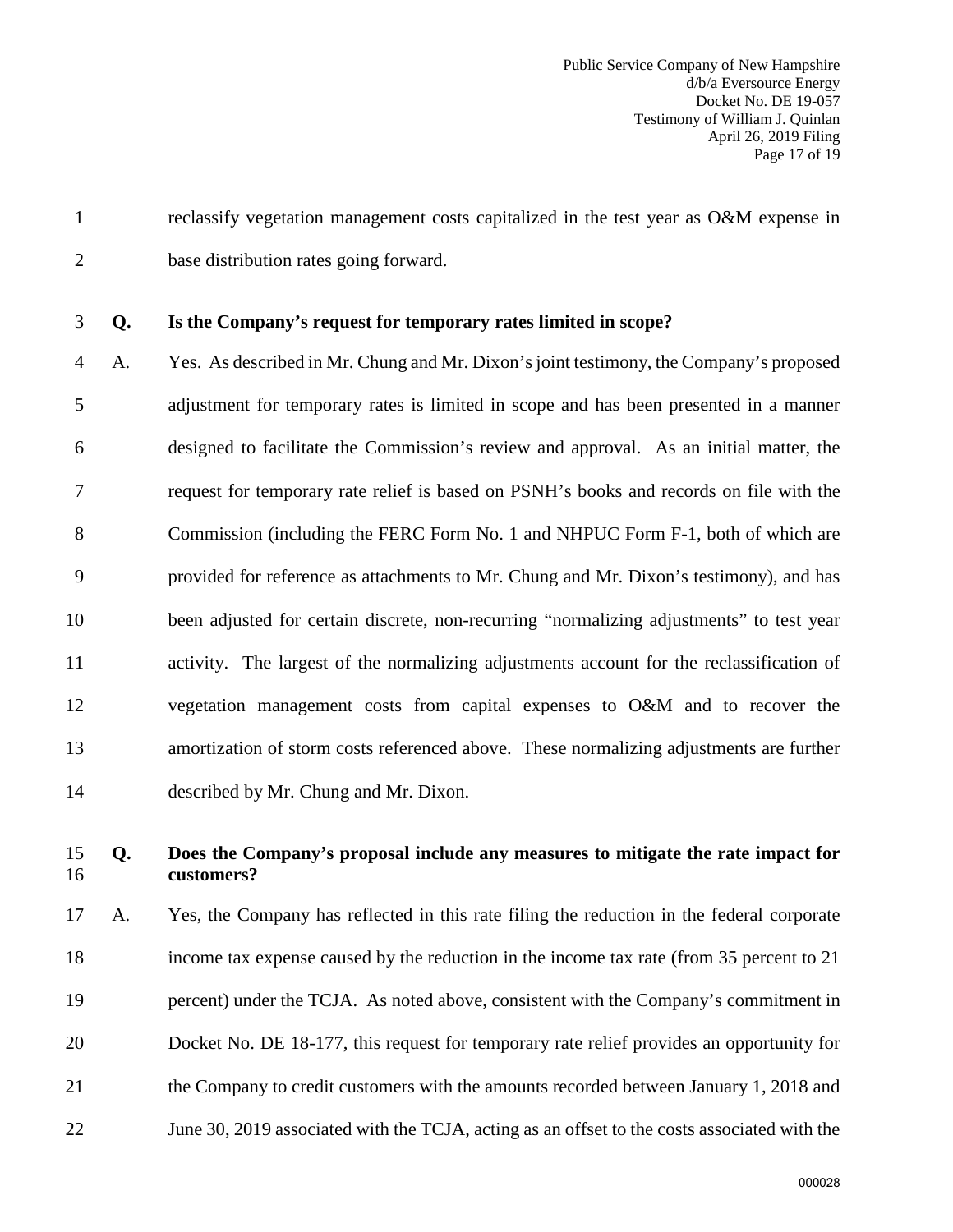reclassify vegetation management costs capitalized in the test year as O&M expense in base distribution rates going forward.

**Q. Is the Company's request for temporary rates limited in scope?**

A. Yes. As described in Mr. Chung and Mr. Dixon's joint testimony, the Company's proposed adjustment for temporary rates is limited in scope and has been presented in a manner designed to facilitate the Commission's review and approval. As an initial matter, the request for temporary rate relief is based on PSNH's books and records on file with the Commission (including the FERC Form No. 1 and NHPUC Form F-1, both of which are provided for reference as attachments to Mr. Chung and Mr. Dixon's testimony), and has been adjusted for certain discrete, non-recurring "normalizing adjustments" to test year activity. The largest of the normalizing adjustments account for the reclassification of vegetation management costs from capital expenses to O&M and to recover the amortization of storm costs referenced above. These normalizing adjustments are further described by Mr. Chung and Mr. Dixon.

**Q. Does the Company's proposal include any measures to mitigate the rate impact for customers?**

A. Yes, the Company has reflected in this rate filing the reduction in the federal corporate income tax expense caused by the reduction in the income tax rate (from 35 percent to 21 percent) under the TCJA. As noted above, consistent with the Company's commitment in Docket No. DE 18-177, this request for temporary rate relief provides an opportunity for the Company to credit customers with the amounts recorded between January 1, 2018 and June 30, 2019 associated with the TCJA, acting as an offset to the costs associated with the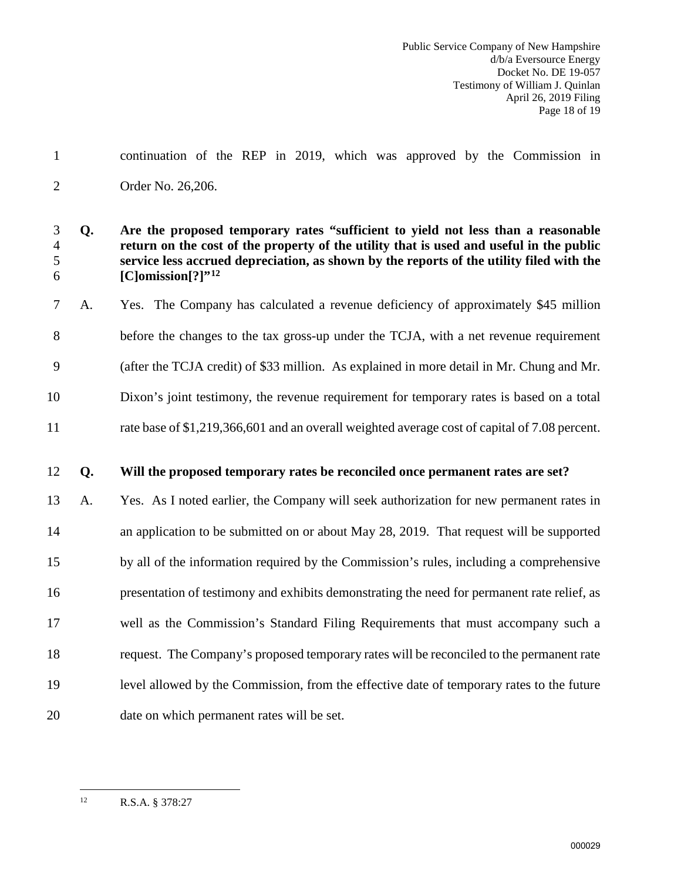continuation of the REP in 2019, which was approved by the Commission in Order No. 26,206.

**Q. Are the proposed temporary rates "sufficient to yield not less than a reasonable return on the cost of the property of the utility that is used and useful in the public service less accrued depreciation, as shown by the reports of the utility filed with the [C]omission[?]"[12]**

A. Yes. The Company has calculated a revenue deficiency of approximately $45 million before the changes to the tax gross-up under the TCJA, with a net revenue requirement (after the TCJA credit) of $33 million. As explained in more detail in Mr. Chung and Mr. Dixon's joint testimony, the revenue requirement for temporary rates is based on a total rate base of $1,219,366,601 and an overall weighted average cost of capital of 7.08 percent.

**Q. Will the proposed temporary rates be reconciled once permanent rates are set?**

A. Yes. As I noted earlier, the Company will seek authorization for new permanent rates in an application to be submitted on or about May 28, 2019. That request will be supported by all of the information required by the Commission's rules, including a comprehensive presentation of testimony and exhibits demonstrating the need for permanent rate relief, as well as the Commission's Standard Filing Requirements that must accompany such a request. The Company's proposed temporary rates will be reconciled to the permanent rate level allowed by the Commission, from the effective date of temporary rates to the future date on which permanent rates will be set.

---

[12] R.S.A. § 378:27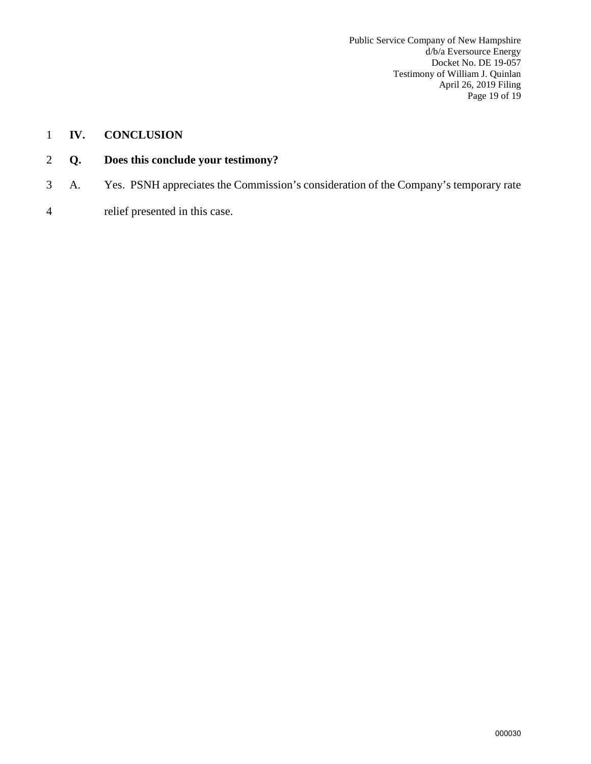## IV. CONCLUSION

**Q. Does this conclude your testimony?**

A. Yes. PSNH appreciates the Commission's consideration of the Company's temporary rate relief presented in this case.